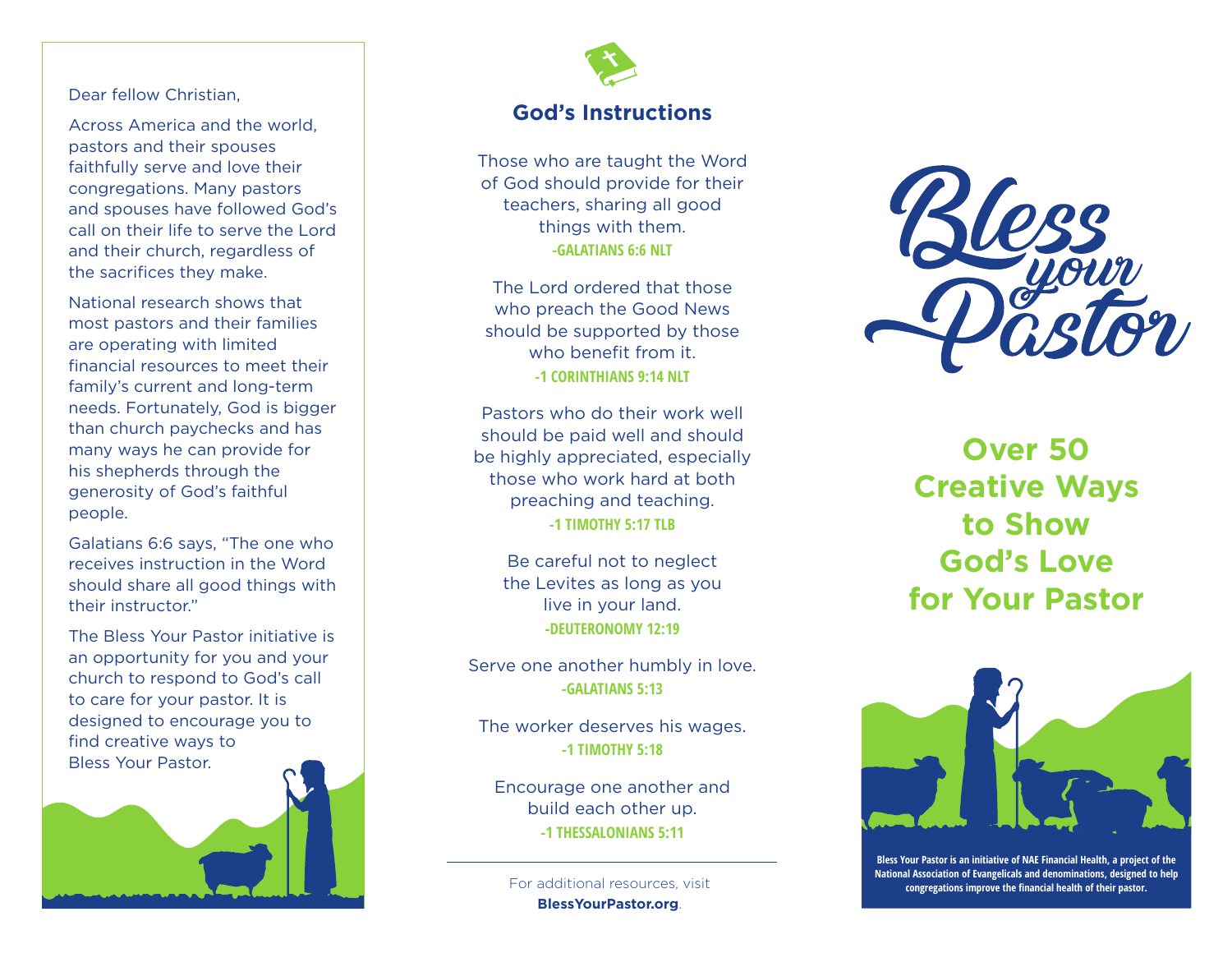Dear fellow Christian,

Across America and the world, pastors and their spouses faithfully serve and love their congregations. Many pastors and spouses have followed God's call on their life to serve the Lord and their church, regardless of the sacrifices they make.

National research shows that most pastors and their families are operating with limited financial resources to meet their family's current and long-term needs. Fortunately, God is bigger than church paychecks and has many ways he can provide for his shepherds through the generosity of God's faithful people.

Galatians 6:6 says, "The one who receives instruction in the Word should share all good things with their instructor."

The Bless Your Pastor initiative is an opportunity for you and your church to respond to God's call to care for your pastor. It is designed to encourage you to find creative ways to Bless Your Pastor.

## God's Instructions

Those who are taught the Word of God should provide for their teachers, sharing all good things with them.
**-GALATIANS 6:6 NLT**

The Lord ordered that those who preach the Good News should be supported by those who benefit from it.
**-1 CORINTHIANS 9:14 NLT**

Pastors who do their work well should be paid well and should be highly appreciated, especially those who work hard at both preaching and teaching.
**-1 TIMOTHY 5:17 TLB**

Be careful not to neglect the Levites as long as you live in your land.
**-DEUTERONOMY 12:19**

Serve one another humbly in love.
**-GALATIANS 5:13**

The worker deserves his wages.
**-1 TIMOTHY 5:18**

Encourage one another and build each other up.
**-1 THESSALONIANS 5:11**

---

For additional resources, visit **BlessYourPastor.org**.

# Bless your Pastor

## Over 50 Creative Ways to Show God's Love for Your Pastor

**Bless Your Pastor is an initiative of NAE Financial Health, a project of the National Association of Evangelicals and denominations, designed to help congregations improve the financial health of their pastor.**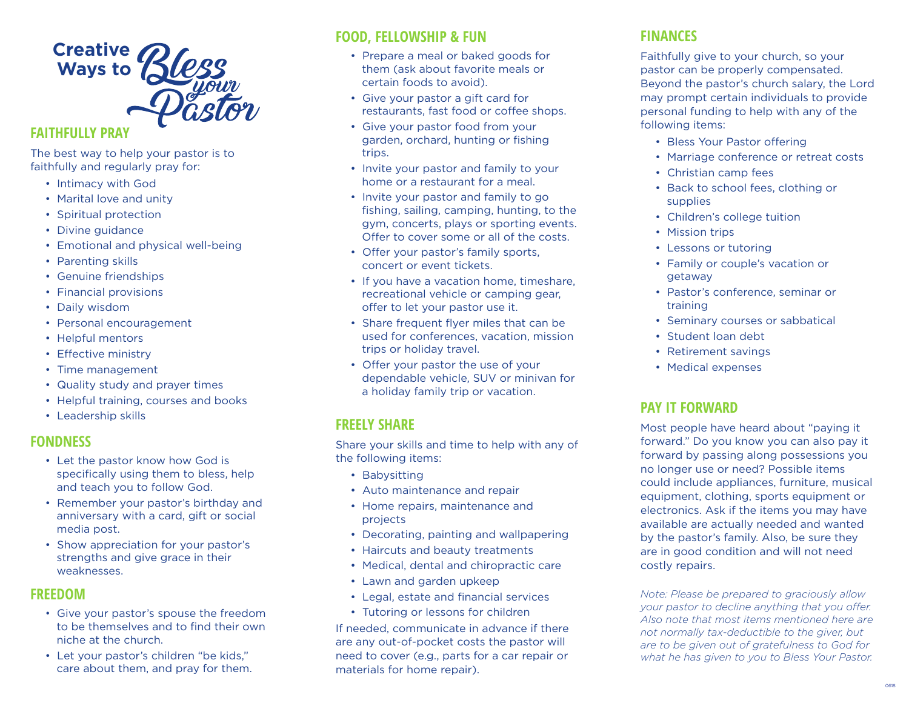# Creative Ways to Bless your Pastor

## FAITHFULLY PRAY

The best way to help your pastor is to faithfully and regularly pray for:

- Intimacy with God
- Marital love and unity
- Spiritual protection
- Divine guidance
- Emotional and physical well-being
- Parenting skills
- Genuine friendships
- Financial provisions
- Daily wisdom
- Personal encouragement
- Helpful mentors
- Effective ministry
- Time management
- Quality study and prayer times
- Helpful training, courses and books
- Leadership skills

## FONDNESS

- Let the pastor know how God is specifically using them to bless, help and teach you to follow God.
- Remember your pastor's birthday and anniversary with a card, gift or social media post.
- Show appreciation for your pastor's strengths and give grace in their weaknesses.

## FREEDOM

- Give your pastor's spouse the freedom to be themselves and to find their own niche at the church.
- Let your pastor's children "be kids," care about them, and pray for them.

## FOOD, FELLOWSHIP & FUN

- Prepare a meal or baked goods for them (ask about favorite meals or certain foods to avoid).
- Give your pastor a gift card for restaurants, fast food or coffee shops.
- Give your pastor food from your garden, orchard, hunting or fishing trips.
- Invite your pastor and family to your home or a restaurant for a meal.
- Invite your pastor and family to go fishing, sailing, camping, hunting, to the gym, concerts, plays or sporting events. Offer to cover some or all of the costs.
- Offer your pastor's family sports, concert or event tickets.
- If you have a vacation home, timeshare, recreational vehicle or camping gear, offer to let your pastor use it.
- Share frequent flyer miles that can be used for conferences, vacation, mission trips or holiday travel.
- Offer your pastor the use of your dependable vehicle, SUV or minivan for a holiday family trip or vacation.

## FREELY SHARE

Share your skills and time to help with any of the following items:

- Babysitting
- Auto maintenance and repair
- Home repairs, maintenance and projects
- Decorating, painting and wallpapering
- Haircuts and beauty treatments
- Medical, dental and chiropractic care
- Lawn and garden upkeep
- Legal, estate and financial services
- Tutoring or lessons for children

If needed, communicate in advance if there are any out-of-pocket costs the pastor will need to cover (e.g., parts for a car repair or materials for home repair).

## FINANCES

Faithfully give to your church, so your pastor can be properly compensated. Beyond the pastor's church salary, the Lord may prompt certain individuals to provide personal funding to help with any of the following items:

- Bless Your Pastor offering
- Marriage conference or retreat costs
- Christian camp fees
- Back to school fees, clothing or supplies
- Children's college tuition
- Mission trips
- Lessons or tutoring
- Family or couple's vacation or getaway
- Pastor's conference, seminar or training
- Seminary courses or sabbatical
- Student loan debt
- Retirement savings
- Medical expenses

## PAY IT FORWARD

Most people have heard about "paying it forward." Do you know you can also pay it forward by passing along possessions you no longer use or need? Possible items could include appliances, furniture, musical equipment, clothing, sports equipment or electronics. Ask if the items you may have available are actually needed and wanted by the pastor's family. Also, be sure they are in good condition and will not need costly repairs.

*Note: Please be prepared to graciously allow your pastor to decline anything that you offer. Also note that most items mentioned here are not normally tax-deductible to the giver, but are to be given out of gratefulness to God for what he has given to you to Bless Your Pastor.*

0618